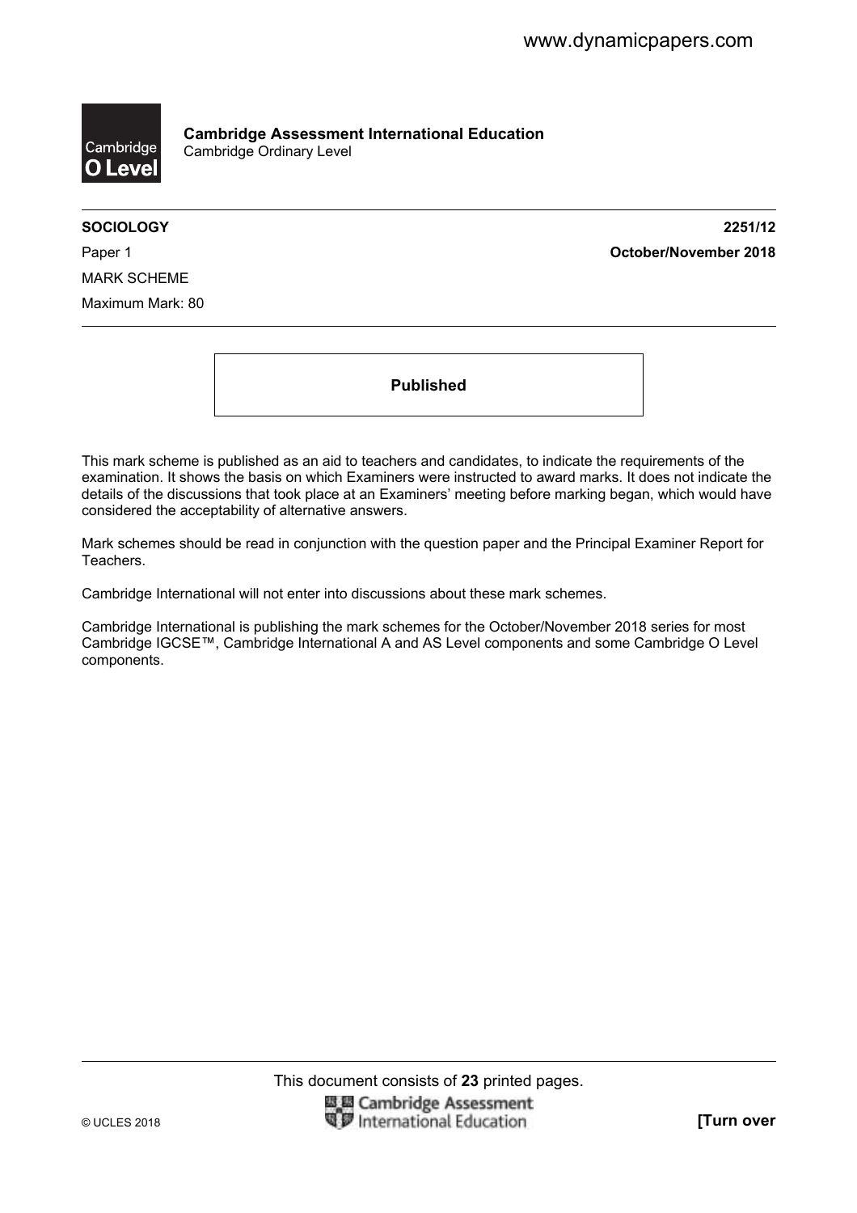**Cambridge Assessment International Education**
Cambridge Ordinary Level

**SOCIOLOGY** **2251/12**

Paper 1 **October/November 2018**

MARK SCHEME

Maximum Mark: 80

**Published**

This mark scheme is published as an aid to teachers and candidates, to indicate the requirements of the examination. It shows the basis on which Examiners were instructed to award marks. It does not indicate the details of the discussions that took place at an Examiners' meeting before marking began, which would have considered the acceptability of alternative answers.

Mark schemes should be read in conjunction with the question paper and the Principal Examiner Report for Teachers.

Cambridge International will not enter into discussions about these mark schemes.

Cambridge International is publishing the mark schemes for the October/November 2018 series for most Cambridge IGCSE™, Cambridge International A and AS Level components and some Cambridge O Level components.

This document consists of **23** printed pages.

© UCLES 2018 **[Turn over**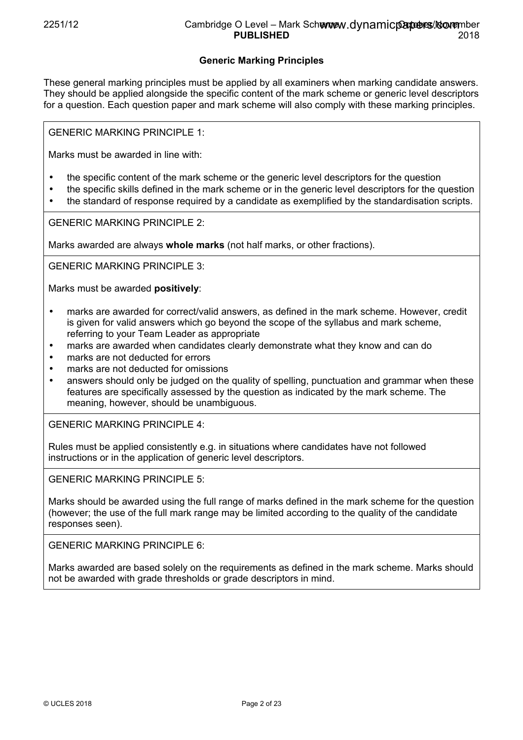## Generic Marking Principles

These general marking principles must be applied by all examiners when marking candidate answers. They should be applied alongside the specific content of the mark scheme or generic level descriptors for a question. Each question paper and mark scheme will also comply with these marking principles.

GENERIC MARKING PRINCIPLE 1:

Marks must be awarded in line with:

- the specific content of the mark scheme or the generic level descriptors for the question
- the specific skills defined in the mark scheme or in the generic level descriptors for the question
- the standard of response required by a candidate as exemplified by the standardisation scripts.

GENERIC MARKING PRINCIPLE 2:

Marks awarded are always **whole marks** (not half marks, or other fractions).

GENERIC MARKING PRINCIPLE 3:

Marks must be awarded **positively**:

- marks are awarded for correct/valid answers, as defined in the mark scheme. However, credit is given for valid answers which go beyond the scope of the syllabus and mark scheme, referring to your Team Leader as appropriate
- marks are awarded when candidates clearly demonstrate what they know and can do
- marks are not deducted for errors
- marks are not deducted for omissions
- answers should only be judged on the quality of spelling, punctuation and grammar when these features are specifically assessed by the question as indicated by the mark scheme. The meaning, however, should be unambiguous.

GENERIC MARKING PRINCIPLE 4:

Rules must be applied consistently e.g. in situations where candidates have not followed instructions or in the application of generic level descriptors.

GENERIC MARKING PRINCIPLE 5:

Marks should be awarded using the full range of marks defined in the mark scheme for the question (however; the use of the full mark range may be limited according to the quality of the candidate responses seen).

GENERIC MARKING PRINCIPLE 6:

Marks awarded are based solely on the requirements as defined in the mark scheme. Marks should not be awarded with grade thresholds or grade descriptors in mind.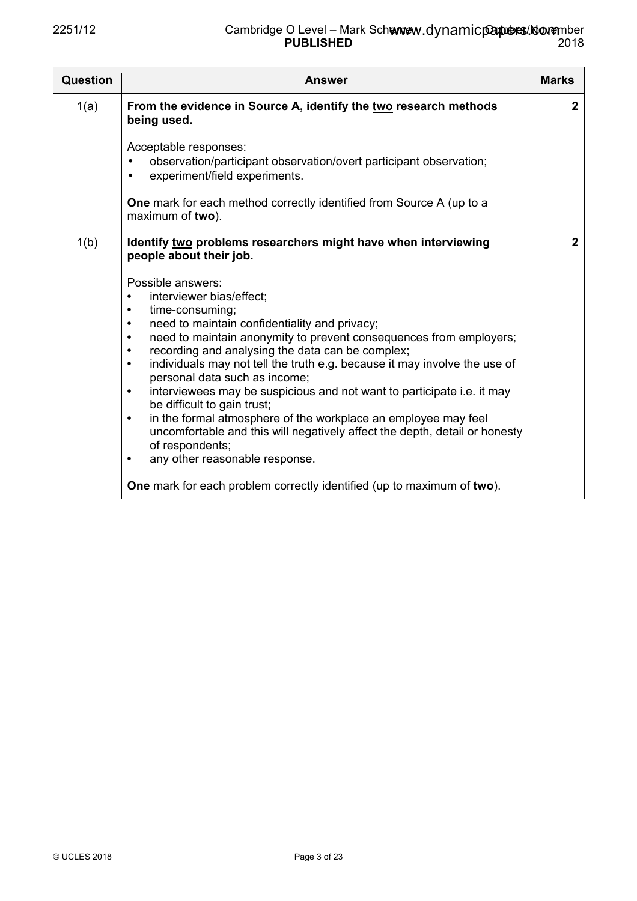| Question | Answer | Marks |
|---|---|---|
| 1(a) | **From the evidence in Source A, identify the two research methods being used.**<br><br>Acceptable responses:<br>• observation/participant observation/overt participant observation;<br>• experiment/field experiments.<br><br>**One** mark for each method correctly identified from Source A (up to a maximum of **two**). | 2 |
| 1(b) | **Identify two problems researchers might have when interviewing people about their job.**<br><br>Possible answers:<br>• interviewer bias/effect;<br>• time-consuming;<br>• need to maintain confidentiality and privacy;<br>• need to maintain anonymity to prevent consequences from employers;<br>• recording and analysing the data can be complex;<br>• individuals may not tell the truth e.g. because it may involve the use of personal data such as income;<br>• interviewees may be suspicious and not want to participate i.e. it may be difficult to gain trust;<br>• in the formal atmosphere of the workplace an employee may feel uncomfortable and this will negatively affect the depth, detail or honesty of respondents;<br>• any other reasonable response.<br><br>**One** mark for each problem correctly identified (up to maximum of **two**). | 2 |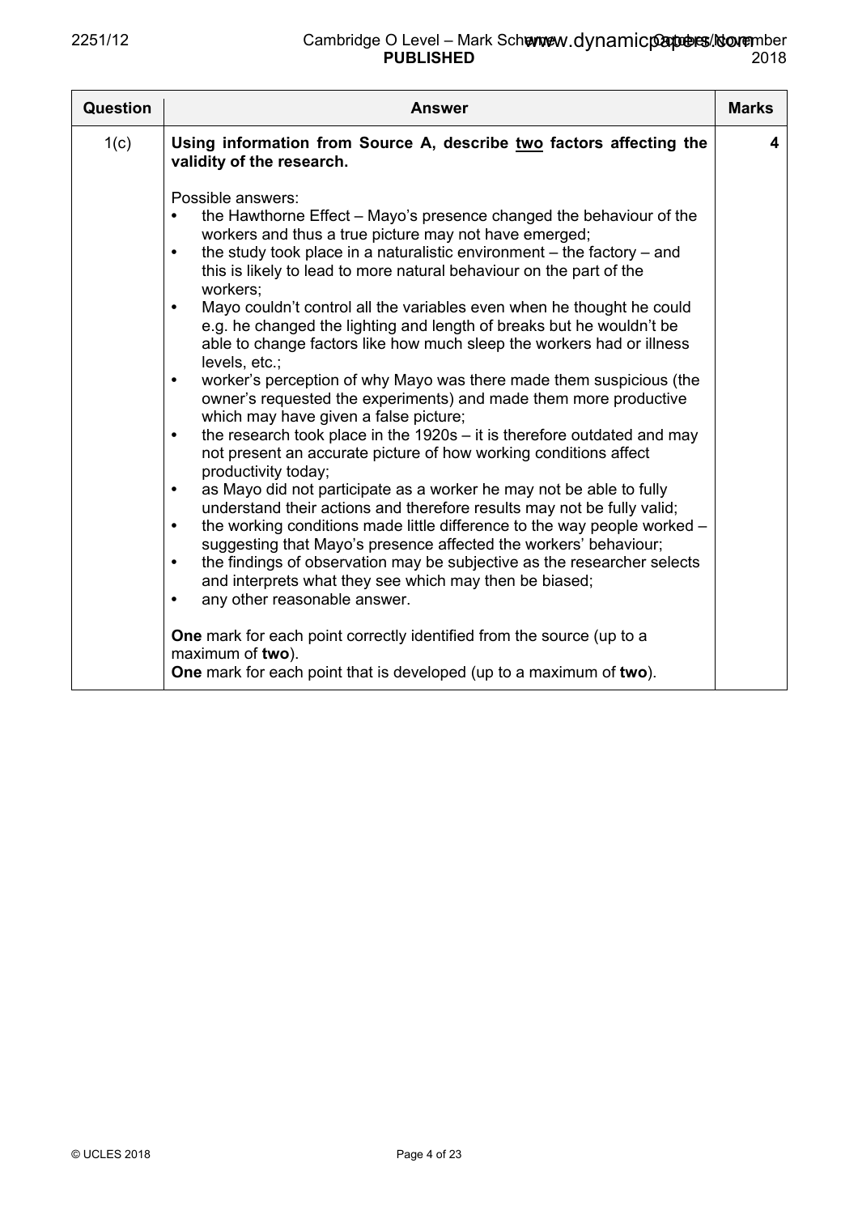| Question | Answer | Marks |
|---|---|---|
| 1(c) | **Using information from Source A, describe two factors affecting the validity of the research.**<br><br>Possible answers:<br>• the Hawthorne Effect – Mayo's presence changed the behaviour of the workers and thus a true picture may not have emerged;<br>• the study took place in a naturalistic environment – the factory – and this is likely to lead to more natural behaviour on the part of the workers;<br>• Mayo couldn't control all the variables even when he thought he could e.g. he changed the lighting and length of breaks but he wouldn't be able to change factors like how much sleep the workers had or illness levels, etc.;<br>• worker's perception of why Mayo was there made them suspicious (the owner's requested the experiments) and made them more productive which may have given a false picture;<br>• the research took place in the 1920s – it is therefore outdated and may not present an accurate picture of how working conditions affect productivity today;<br>• as Mayo did not participate as a worker he may not be able to fully understand their actions and therefore results may not be fully valid;<br>• the working conditions made little difference to the way people worked – suggesting that Mayo's presence affected the workers' behaviour;<br>• the findings of observation may be subjective as the researcher selects and interprets what they see which may then be biased;<br>• any other reasonable answer.<br><br>**One** mark for each point correctly identified from the source (up to a maximum of **two**).<br>**One** mark for each point that is developed (up to a maximum of **two**). | 4 |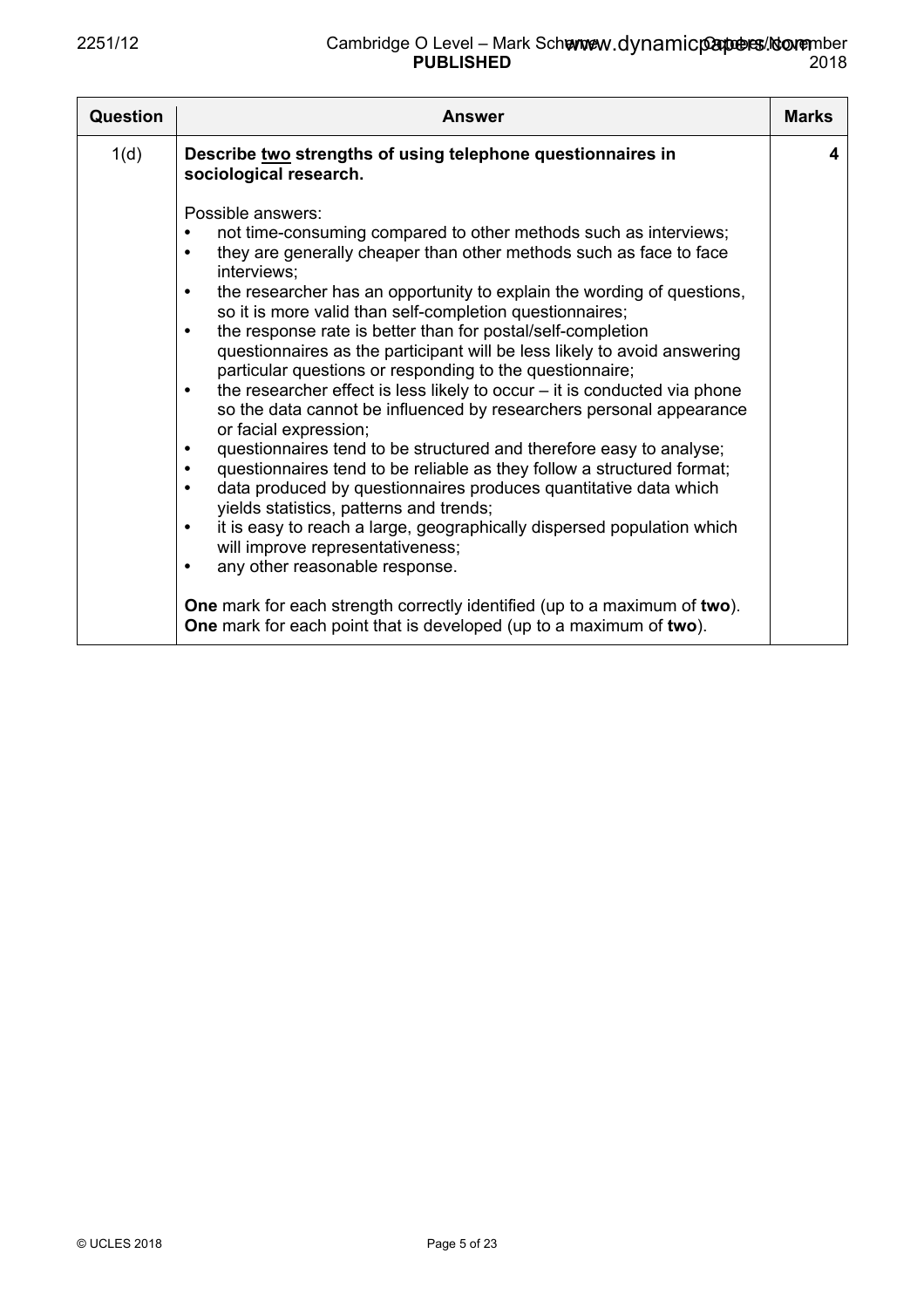| Question | Answer | Marks |
|---|---|---|
| 1(d) | **Describe <u>two</u> strengths of using telephone questionnaires in sociological research.**<br><br>Possible answers:<br>• not time-consuming compared to other methods such as interviews;<br>• they are generally cheaper than other methods such as face to face interviews;<br>• the researcher has an opportunity to explain the wording of questions, so it is more valid than self-completion questionnaires;<br>• the response rate is better than for postal/self-completion questionnaires as the participant will be less likely to avoid answering particular questions or responding to the questionnaire;<br>• the researcher effect is less likely to occur – it is conducted via phone so the data cannot be influenced by researchers personal appearance or facial expression;<br>• questionnaires tend to be structured and therefore easy to analyse;<br>• questionnaires tend to be reliable as they follow a structured format;<br>• data produced by questionnaires produces quantitative data which yields statistics, patterns and trends;<br>• it is easy to reach a large, geographically dispersed population which will improve representativeness;<br>• any other reasonable response.<br><br>**One** mark for each strength correctly identified (up to a maximum of **two**).<br>**One** mark for each point that is developed (up to a maximum of **two**). | 4 |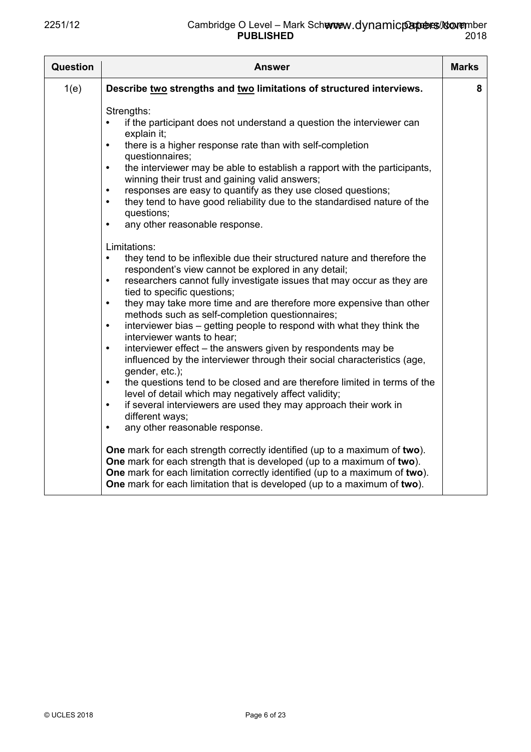| Question | Answer | Marks |
|---|---|---|
| 1(e) | **Describe <u>two</u> strengths and <u>two</u> limitations of structured interviews.**<br><br>Strengths:<br>• if the participant does not understand a question the interviewer can explain it;<br>• there is a higher response rate than with self-completion questionnaires;<br>• the interviewer may be able to establish a rapport with the participants, winning their trust and gaining valid answers;<br>• responses are easy to quantify as they use closed questions;<br>• they tend to have good reliability due to the standardised nature of the questions;<br>• any other reasonable response.<br><br>Limitations:<br>• they tend to be inflexible due their structured nature and therefore the respondent's view cannot be explored in any detail;<br>• researchers cannot fully investigate issues that may occur as they are tied to specific questions;<br>• they may take more time and are therefore more expensive than other methods such as self-completion questionnaires;<br>• interviewer bias – getting people to respond with what they think the interviewer wants to hear;<br>• interviewer effect – the answers given by respondents may be influenced by the interviewer through their social characteristics (age, gender, etc.);<br>• the questions tend to be closed and are therefore limited in terms of the level of detail which may negatively affect validity;<br>• if several interviewers are used they may approach their work in different ways;<br>• any other reasonable response.<br><br>**One** mark for each strength correctly identified (up to a maximum of **two**).<br>**One** mark for each strength that is developed (up to a maximum of **two**).<br>**One** mark for each limitation correctly identified (up to a maximum of **two**).<br>**One** mark for each limitation that is developed (up to a maximum of **two**). | 8 |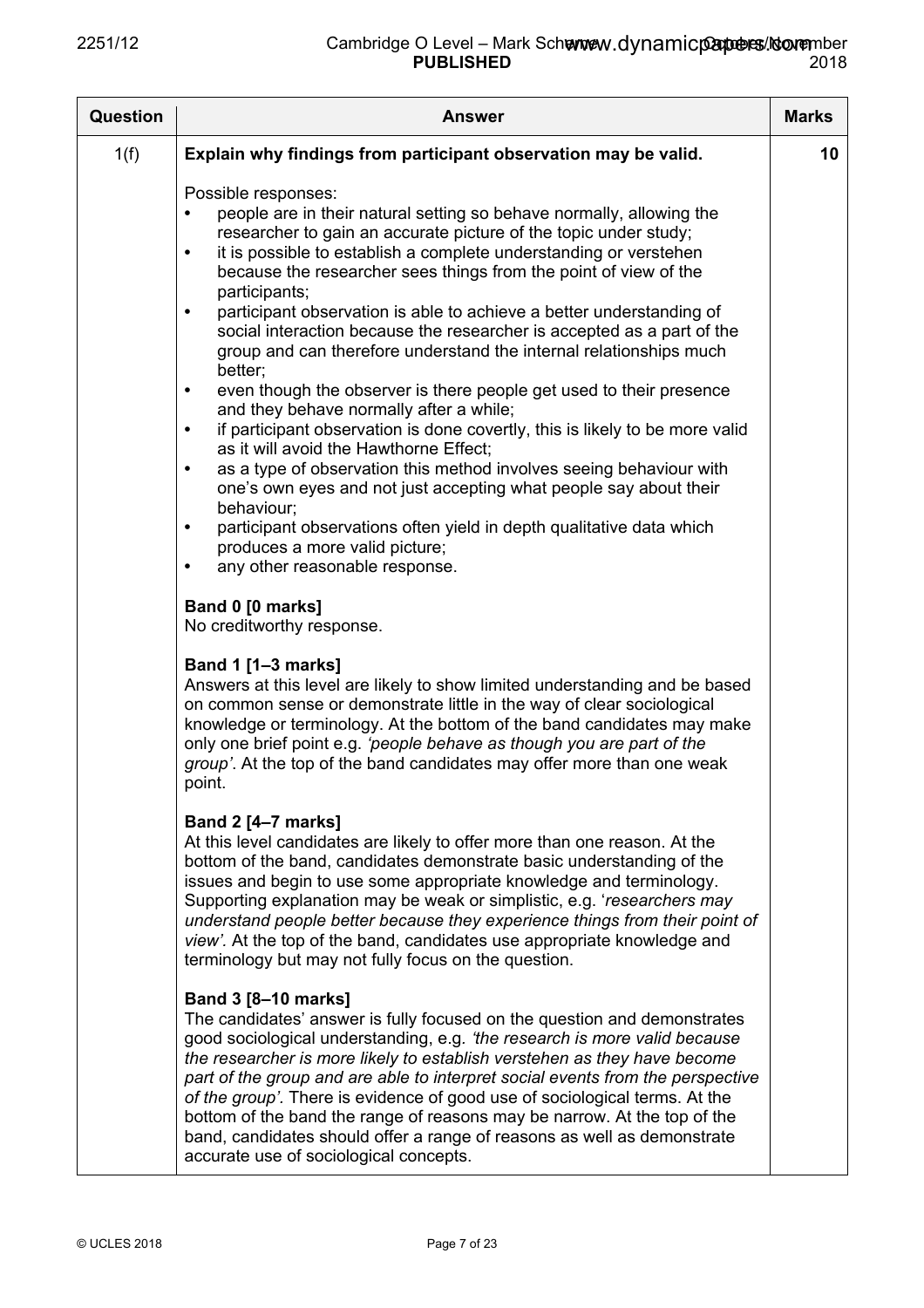| Question | Answer | Marks |
|---|---|---|
| 1(f) | **Explain why findings from participant observation may be valid.**<br><br>Possible responses:<br>• people are in their natural setting so behave normally, allowing the researcher to gain an accurate picture of the topic under study;<br>• it is possible to establish a complete understanding or verstehen because the researcher sees things from the point of view of the participants;<br>• participant observation is able to achieve a better understanding of social interaction because the researcher is accepted as a part of the group and can therefore understand the internal relationships much better;<br>• even though the observer is there people get used to their presence and they behave normally after a while;<br>• if participant observation is done covertly, this is likely to be more valid as it will avoid the Hawthorne Effect;<br>• as a type of observation this method involves seeing behaviour with one's own eyes and not just accepting what people say about their behaviour;<br>• participant observations often yield in depth qualitative data which produces a more valid picture;<br>• any other reasonable response.<br><br>**Band 0 [0 marks]**<br>No creditworthy response.<br><br>**Band 1 [1–3 marks]**<br>Answers at this level are likely to show limited understanding and be based on common sense or demonstrate little in the way of clear sociological knowledge or terminology. At the bottom of the band candidates may make only one brief point e.g. *'people behave as though you are part of the group'*. At the top of the band candidates may offer more than one weak point.<br><br>**Band 2 [4–7 marks]**<br>At this level candidates are likely to offer more than one reason. At the bottom of the band, candidates demonstrate basic understanding of the issues and begin to use some appropriate knowledge and terminology. Supporting explanation may be weak or simplistic, e.g. '*researchers may understand people better because they experience things from their point of view'*. At the top of the band, candidates use appropriate knowledge and terminology but may not fully focus on the question.<br><br>**Band 3 [8–10 marks]**<br>The candidates' answer is fully focused on the question and demonstrates good sociological understanding, e.g. *'the research is more valid because the researcher is more likely to establish verstehen as they have become part of the group and are able to interpret social events from the perspective of the group'.* There is evidence of good use of sociological terms. At the bottom of the band the range of reasons may be narrow. At the top of the band, candidates should offer a range of reasons as well as demonstrate accurate use of sociological concepts. | 10 |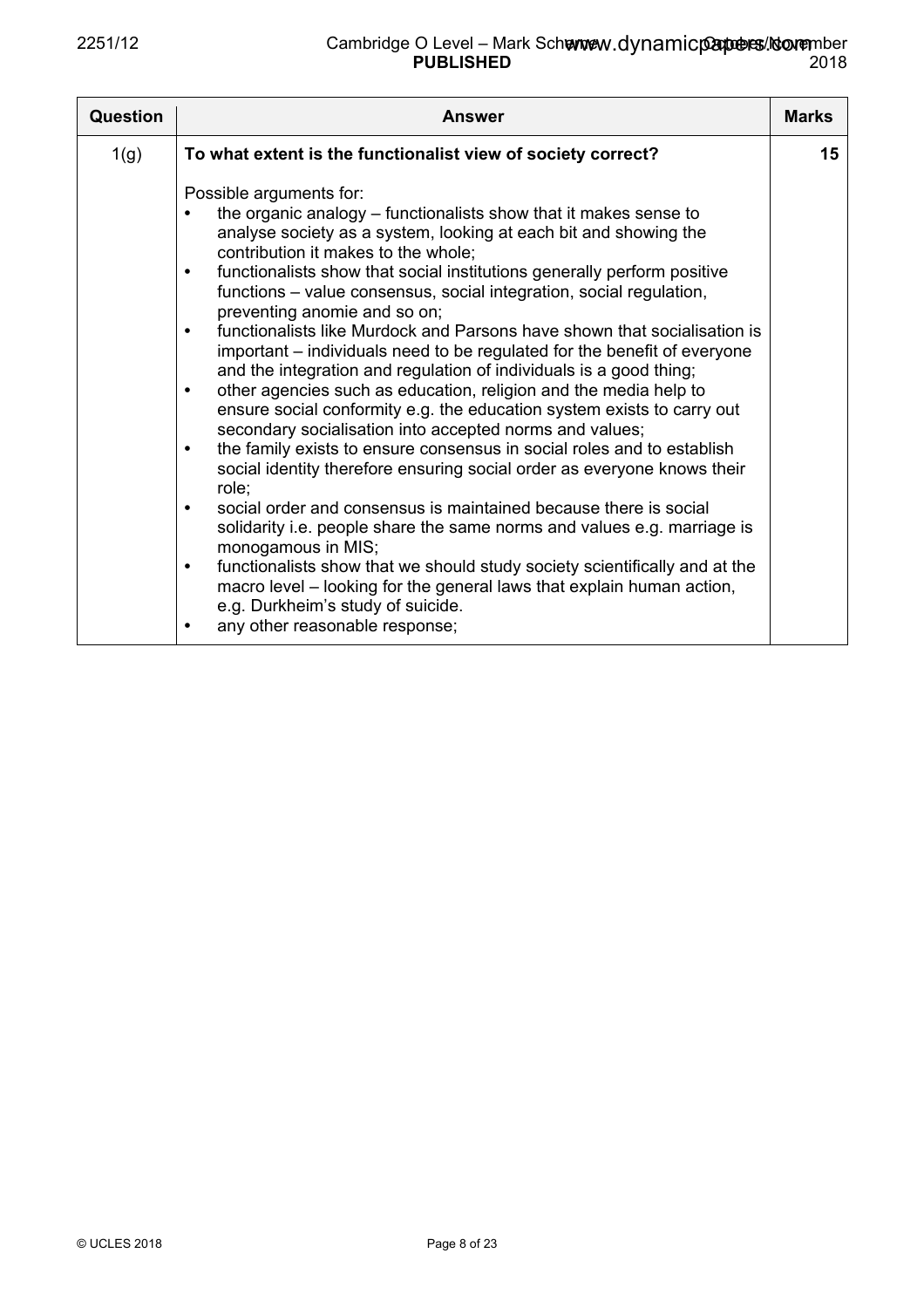| Question | Answer | Marks |
|---|---|---|
| 1(g) | **To what extent is the functionalist view of society correct?**<br><br>Possible arguments for:<br>• the organic analogy – functionalists show that it makes sense to analyse society as a system, looking at each bit and showing the contribution it makes to the whole;<br>• functionalists show that social institutions generally perform positive functions – value consensus, social integration, social regulation, preventing anomie and so on;<br>• functionalists like Murdock and Parsons have shown that socialisation is important – individuals need to be regulated for the benefit of everyone and the integration and regulation of individuals is a good thing;<br>• other agencies such as education, religion and the media help to ensure social conformity e.g. the education system exists to carry out secondary socialisation into accepted norms and values;<br>• the family exists to ensure consensus in social roles and to establish social identity therefore ensuring social order as everyone knows their role;<br>• social order and consensus is maintained because there is social solidarity i.e. people share the same norms and values e.g. marriage is monogamous in MIS;<br>• functionalists show that we should study society scientifically and at the macro level – looking for the general laws that explain human action, e.g. Durkheim's study of suicide.<br>• any other reasonable response; | 15 |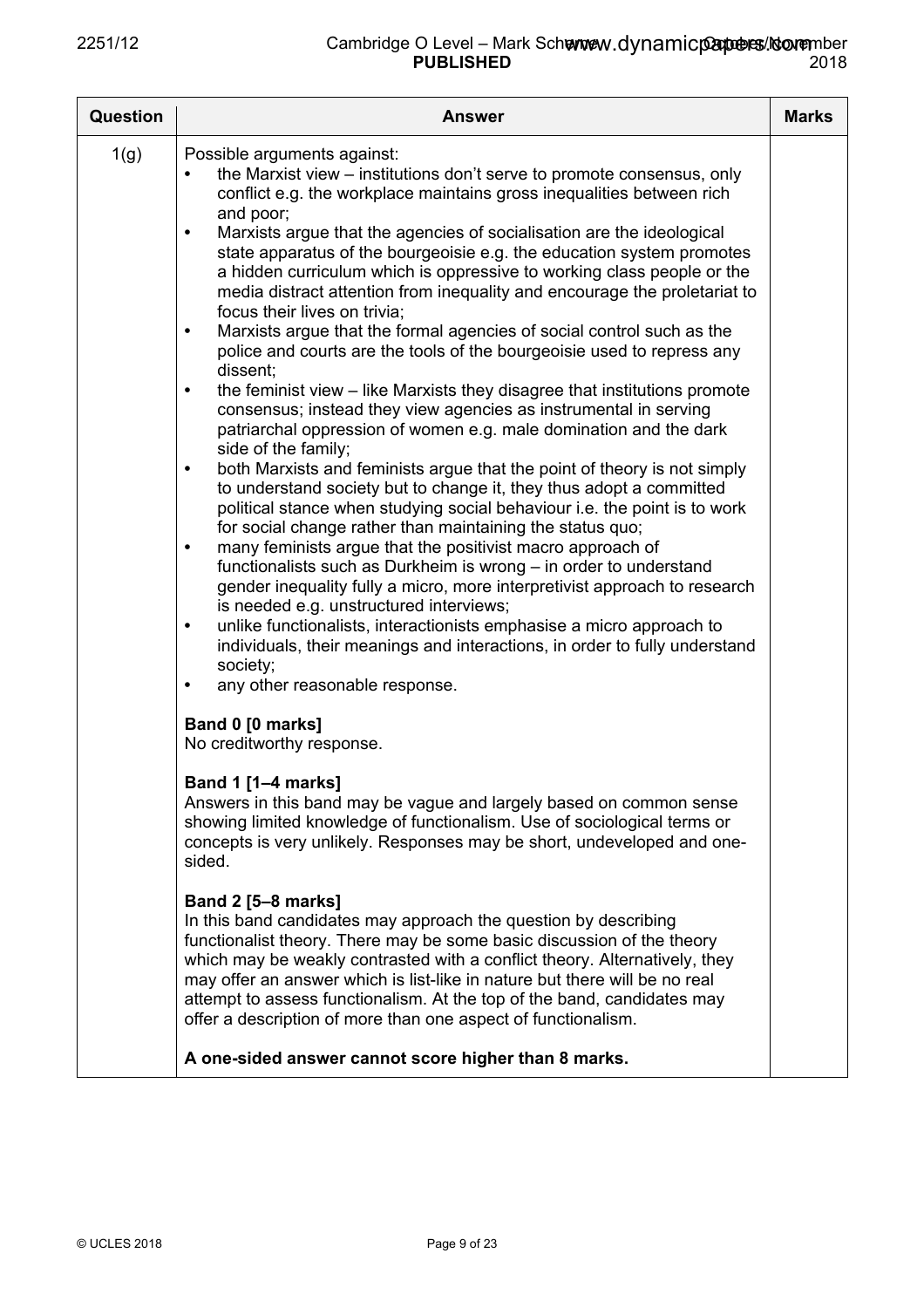| Question | Answer | Marks |
|---|---|---|
| 1(g) | Possible arguments against:<br>• the Marxist view – institutions don't serve to promote consensus, only conflict e.g. the workplace maintains gross inequalities between rich and poor;<br>• Marxists argue that the agencies of socialisation are the ideological state apparatus of the bourgeoisie e.g. the education system promotes a hidden curriculum which is oppressive to working class people or the media distract attention from inequality and encourage the proletariat to focus their lives on trivia;<br>• Marxists argue that the formal agencies of social control such as the police and courts are the tools of the bourgeoisie used to repress any dissent;<br>• the feminist view – like Marxists they disagree that institutions promote consensus; instead they view agencies as instrumental in serving patriarchal oppression of women e.g. male domination and the dark side of the family;<br>• both Marxists and feminists argue that the point of theory is not simply to understand society but to change it, they thus adopt a committed political stance when studying social behaviour i.e. the point is to work for social change rather than maintaining the status quo;<br>• many feminists argue that the positivist macro approach of functionalists such as Durkheim is wrong – in order to understand gender inequality fully a micro, more interpretivist approach to research is needed e.g. unstructured interviews;<br>• unlike functionalists, interactionists emphasise a micro approach to individuals, their meanings and interactions, in order to fully understand society;<br>• any other reasonable response.<br><br>**Band 0 [0 marks]**<br>No creditworthy response.<br><br>**Band 1 [1–4 marks]**<br>Answers in this band may be vague and largely based on common sense showing limited knowledge of functionalism. Use of sociological terms or concepts is very unlikely. Responses may be short, undeveloped and one-sided.<br><br>**Band 2 [5–8 marks]**<br>In this band candidates may approach the question by describing functionalist theory. There may be some basic discussion of the theory which may be weakly contrasted with a conflict theory. Alternatively, they may offer an answer which is list-like in nature but there will be no real attempt to assess functionalism. At the top of the band, candidates may offer a description of more than one aspect of functionalism.<br><br>**A one-sided answer cannot score higher than 8 marks.** | |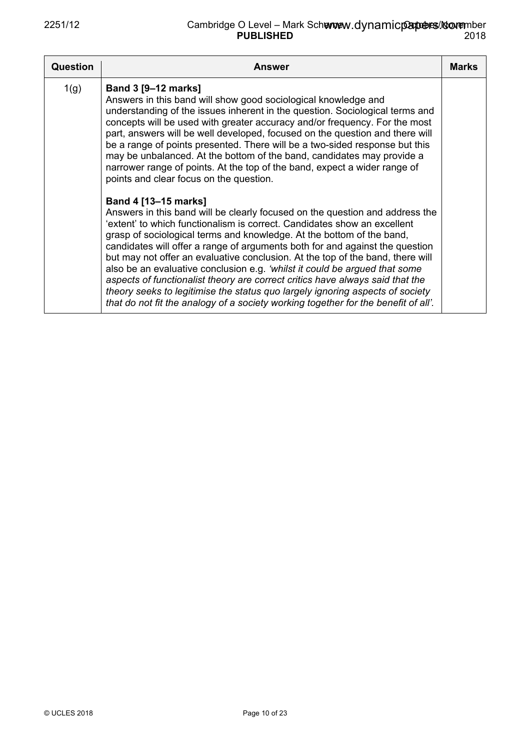| Question | Answer | Marks |
|---|---|---|
| 1(g) | **Band 3 [9–12 marks]**<br>Answers in this band will show good sociological knowledge and understanding of the issues inherent in the question. Sociological terms and concepts will be used with greater accuracy and/or frequency. For the most part, answers will be well developed, focused on the question and there will be a range of points presented. There will be a two-sided response but this may be unbalanced. At the bottom of the band, candidates may provide a narrower range of points. At the top of the band, expect a wider range of points and clear focus on the question.<br><br>**Band 4 [13–15 marks]**<br>Answers in this band will be clearly focused on the question and address the 'extent' to which functionalism is correct. Candidates show an excellent grasp of sociological terms and knowledge. At the bottom of the band, candidates will offer a range of arguments both for and against the question but may not offer an evaluative conclusion. At the top of the band, there will also be an evaluative conclusion e.g. *'whilst it could be argued that some aspects of functionalist theory are correct critics have always said that the theory seeks to legitimise the status quo largely ignoring aspects of society that do not fit the analogy of a society working together for the benefit of all'.* | |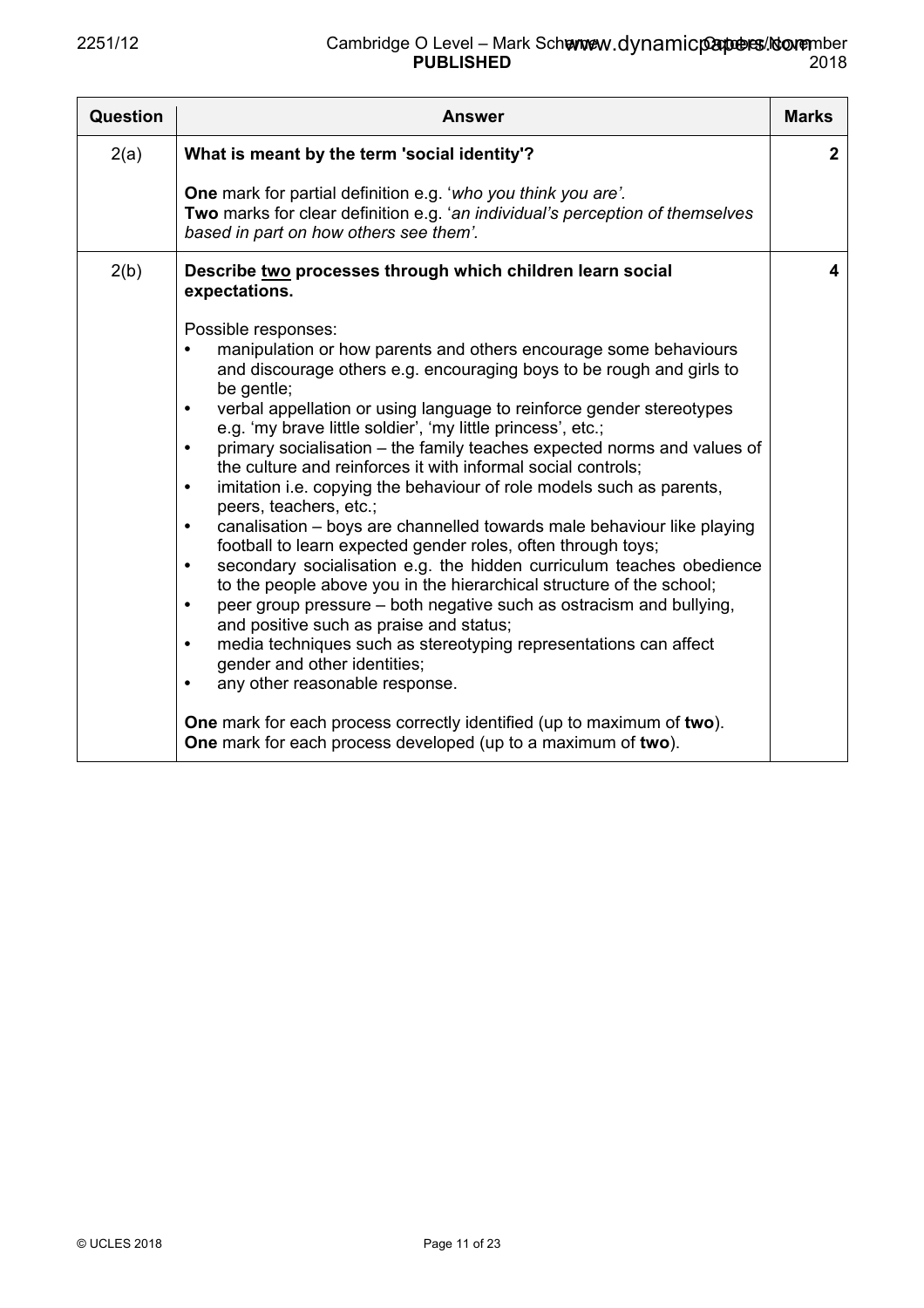| Question | Answer | Marks |
|---|---|---|
| 2(a) | **What is meant by the term 'social identity'?**<br><br>**One** mark for partial definition e.g. '*who you think you are'.*<br>**Two** marks for clear definition e.g. '*an individual's perception of themselves based in part on how others see them'.* | **2** |
| 2(b) | **Describe <u>two</u> processes through which children learn social expectations.**<br><br>Possible responses:<br>• manipulation or how parents and others encourage some behaviours and discourage others e.g. encouraging boys to be rough and girls to be gentle;<br>• verbal appellation or using language to reinforce gender stereotypes e.g. 'my brave little soldier', 'my little princess', etc.;<br>• primary socialisation – the family teaches expected norms and values of the culture and reinforces it with informal social controls;<br>• imitation i.e. copying the behaviour of role models such as parents, peers, teachers, etc.;<br>• canalisation – boys are channelled towards male behaviour like playing football to learn expected gender roles, often through toys;<br>• secondary socialisation e.g. the hidden curriculum teaches obedience to the people above you in the hierarchical structure of the school;<br>• peer group pressure – both negative such as ostracism and bullying, and positive such as praise and status;<br>• media techniques such as stereotyping representations can affect gender and other identities;<br>• any other reasonable response.<br><br>**One** mark for each process correctly identified (up to maximum of **two**).<br>**One** mark for each process developed (up to a maximum of **two**). | **4** |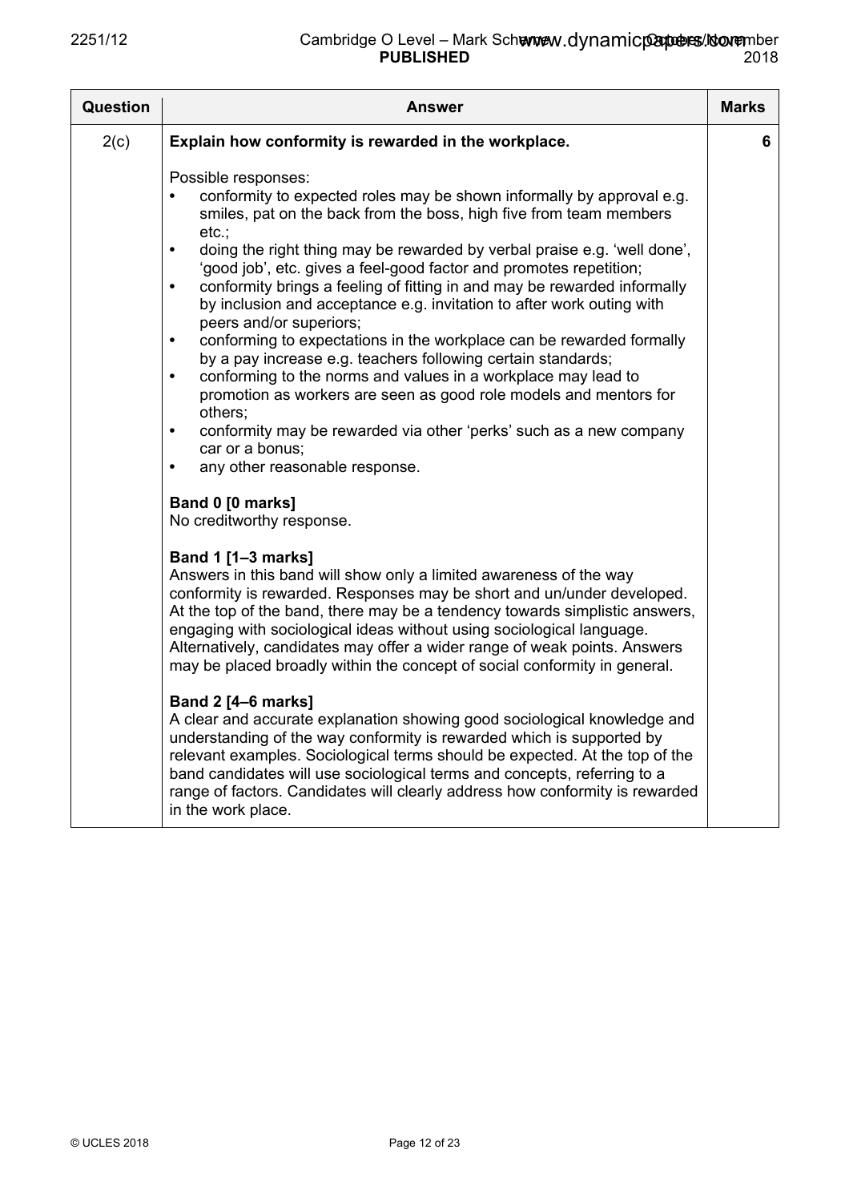| Question | Answer | Marks |
|---|---|---|
| 2(c) | **Explain how conformity is rewarded in the workplace.**<br><br>Possible responses:<br>• conformity to expected roles may be shown informally by approval e.g. smiles, pat on the back from the boss, high five from team members etc.;<br>• doing the right thing may be rewarded by verbal praise e.g. 'well done', 'good job', etc. gives a feel-good factor and promotes repetition;<br>• conformity brings a feeling of fitting in and may be rewarded informally by inclusion and acceptance e.g. invitation to after work outing with peers and/or superiors;<br>• conforming to expectations in the workplace can be rewarded formally by a pay increase e.g. teachers following certain standards;<br>• conforming to the norms and values in a workplace may lead to promotion as workers are seen as good role models and mentors for others;<br>• conformity may be rewarded via other 'perks' such as a new company car or a bonus;<br>• any other reasonable response.<br><br>**Band 0 [0 marks]**<br>No creditworthy response.<br><br>**Band 1 [1–3 marks]**<br>Answers in this band will show only a limited awareness of the way conformity is rewarded. Responses may be short and un/under developed. At the top of the band, there may be a tendency towards simplistic answers, engaging with sociological ideas without using sociological language. Alternatively, candidates may offer a wider range of weak points. Answers may be placed broadly within the concept of social conformity in general.<br><br>**Band 2 [4–6 marks]**<br>A clear and accurate explanation showing good sociological knowledge and understanding of the way conformity is rewarded which is supported by relevant examples. Sociological terms should be expected. At the top of the band candidates will use sociological terms and concepts, referring to a range of factors. Candidates will clearly address how conformity is rewarded in the work place. | 6 |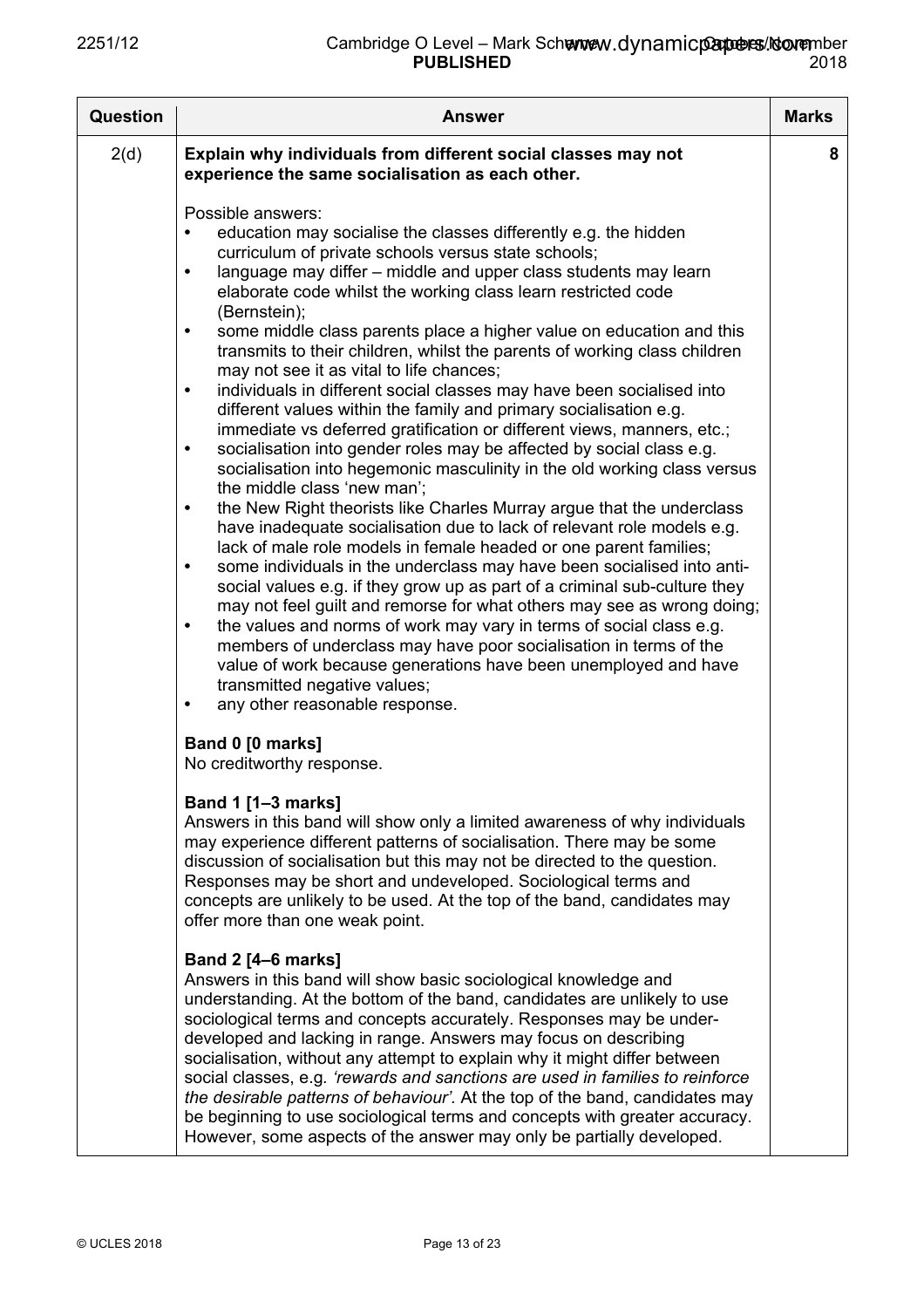| Question | Answer | Marks |
|---|---|---|
| 2(d) | **Explain why individuals from different social classes may not experience the same socialisation as each other.**<br><br>Possible answers:<br>• education may socialise the classes differently e.g. the hidden curriculum of private schools versus state schools;<br>• language may differ – middle and upper class students may learn elaborate code whilst the working class learn restricted code (Bernstein);<br>• some middle class parents place a higher value on education and this transmits to their children, whilst the parents of working class children may not see it as vital to life chances;<br>• individuals in different social classes may have been socialised into different values within the family and primary socialisation e.g. immediate vs deferred gratification or different views, manners, etc.;<br>• socialisation into gender roles may be affected by social class e.g. socialisation into hegemonic masculinity in the old working class versus the middle class 'new man';<br>• the New Right theorists like Charles Murray argue that the underclass have inadequate socialisation due to lack of relevant role models e.g. lack of male role models in female headed or one parent families;<br>• some individuals in the underclass may have been socialised into anti-social values e.g. if they grow up as part of a criminal sub-culture they may not feel guilt and remorse for what others may see as wrong doing;<br>• the values and norms of work may vary in terms of social class e.g. members of underclass may have poor socialisation in terms of the value of work because generations have been unemployed and have transmitted negative values;<br>• any other reasonable response.<br><br>**Band 0 [0 marks]**<br>No creditworthy response.<br><br>**Band 1 [1–3 marks]**<br>Answers in this band will show only a limited awareness of why individuals may experience different patterns of socialisation. There may be some discussion of socialisation but this may not be directed to the question. Responses may be short and undeveloped. Sociological terms and concepts are unlikely to be used. At the top of the band, candidates may offer more than one weak point.<br><br>**Band 2 [4–6 marks]**<br>Answers in this band will show basic sociological knowledge and understanding. At the bottom of the band, candidates are unlikely to use sociological terms and concepts accurately. Responses may be under-developed and lacking in range. Answers may focus on describing socialisation, without any attempt to explain why it might differ between social classes, e.g. *'rewards and sanctions are used in families to reinforce the desirable patterns of behaviour'.* At the top of the band, candidates may be beginning to use sociological terms and concepts with greater accuracy. However, some aspects of the answer may only be partially developed. | 8 |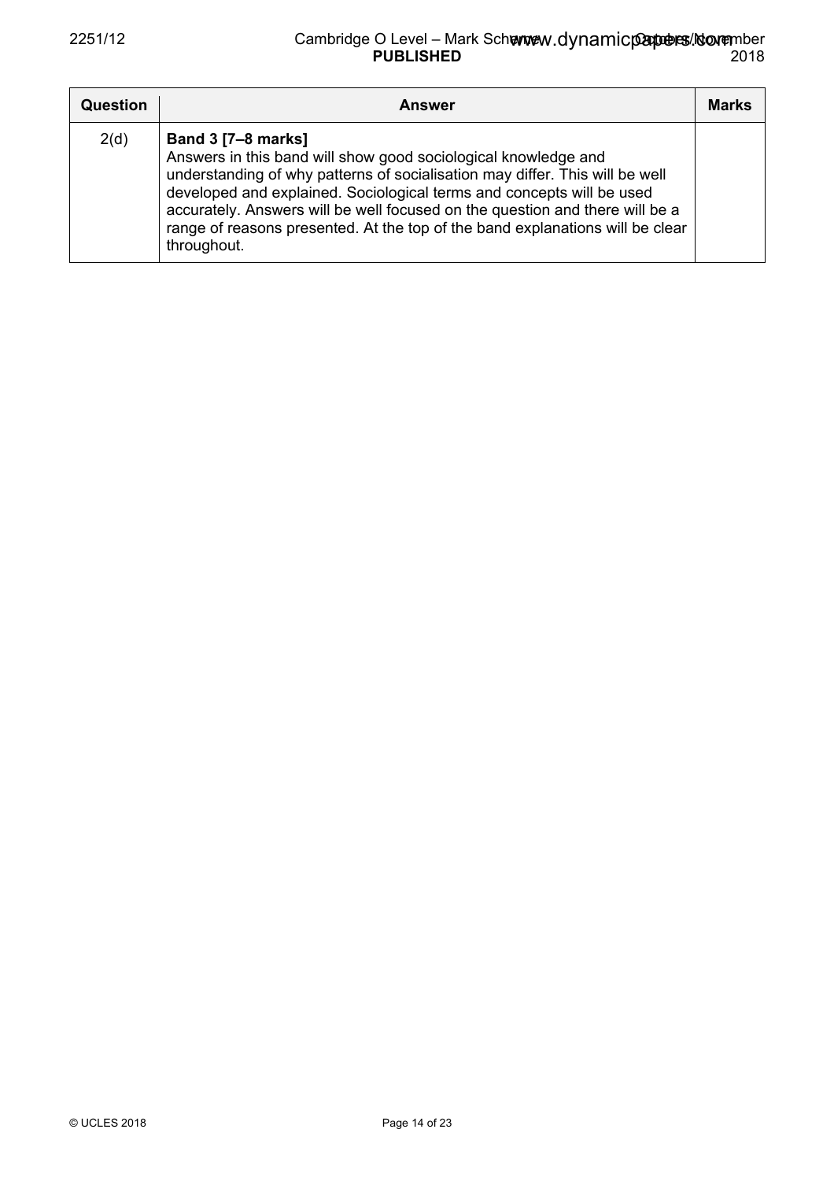| Question | Answer | Marks |
|---|---|---|
| 2(d) | **Band 3 [7–8 marks]**<br>Answers in this band will show good sociological knowledge and understanding of why patterns of socialisation may differ. This will be well developed and explained. Sociological terms and concepts will be used accurately. Answers will be well focused on the question and there will be a range of reasons presented. At the top of the band explanations will be clear throughout. | |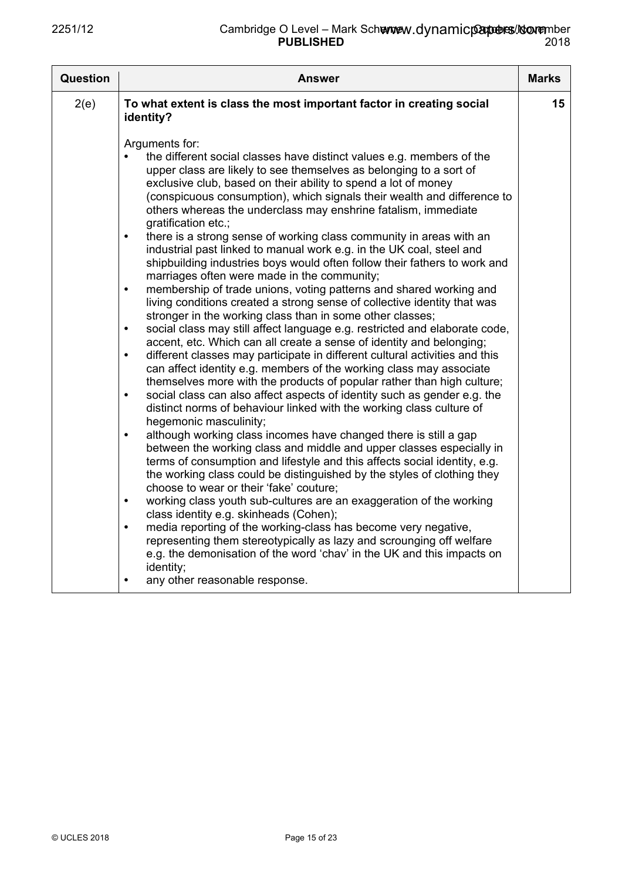| Question | Answer | Marks |
|---|---|---|
| 2(e) | **To what extent is class the most important factor in creating social identity?**<br><br>Arguments for:<br>• the different social classes have distinct values e.g. members of the upper class are likely to see themselves as belonging to a sort of exclusive club, based on their ability to spend a lot of money (conspicuous consumption), which signals their wealth and difference to others whereas the underclass may enshrine fatalism, immediate gratification etc.;<br>• there is a strong sense of working class community in areas with an industrial past linked to manual work e.g. in the UK coal, steel and shipbuilding industries boys would often follow their fathers to work and marriages often were made in the community;<br>• membership of trade unions, voting patterns and shared working and living conditions created a strong sense of collective identity that was stronger in the working class than in some other classes;<br>• social class may still affect language e.g. restricted and elaborate code, accent, etc. Which can all create a sense of identity and belonging;<br>• different classes may participate in different cultural activities and this can affect identity e.g. members of the working class may associate themselves more with the products of popular rather than high culture;<br>• social class can also affect aspects of identity such as gender e.g. the distinct norms of behaviour linked with the working class culture of hegemonic masculinity;<br>• although working class incomes have changed there is still a gap between the working class and middle and upper classes especially in terms of consumption and lifestyle and this affects social identity, e.g. the working class could be distinguished by the styles of clothing they choose to wear or their 'fake' couture;<br>• working class youth sub-cultures are an exaggeration of the working class identity e.g. skinheads (Cohen);<br>• media reporting of the working-class has become very negative, representing them stereotypically as lazy and scrounging off welfare e.g. the demonisation of the word 'chav' in the UK and this impacts on identity;<br>• any other reasonable response. | 15 |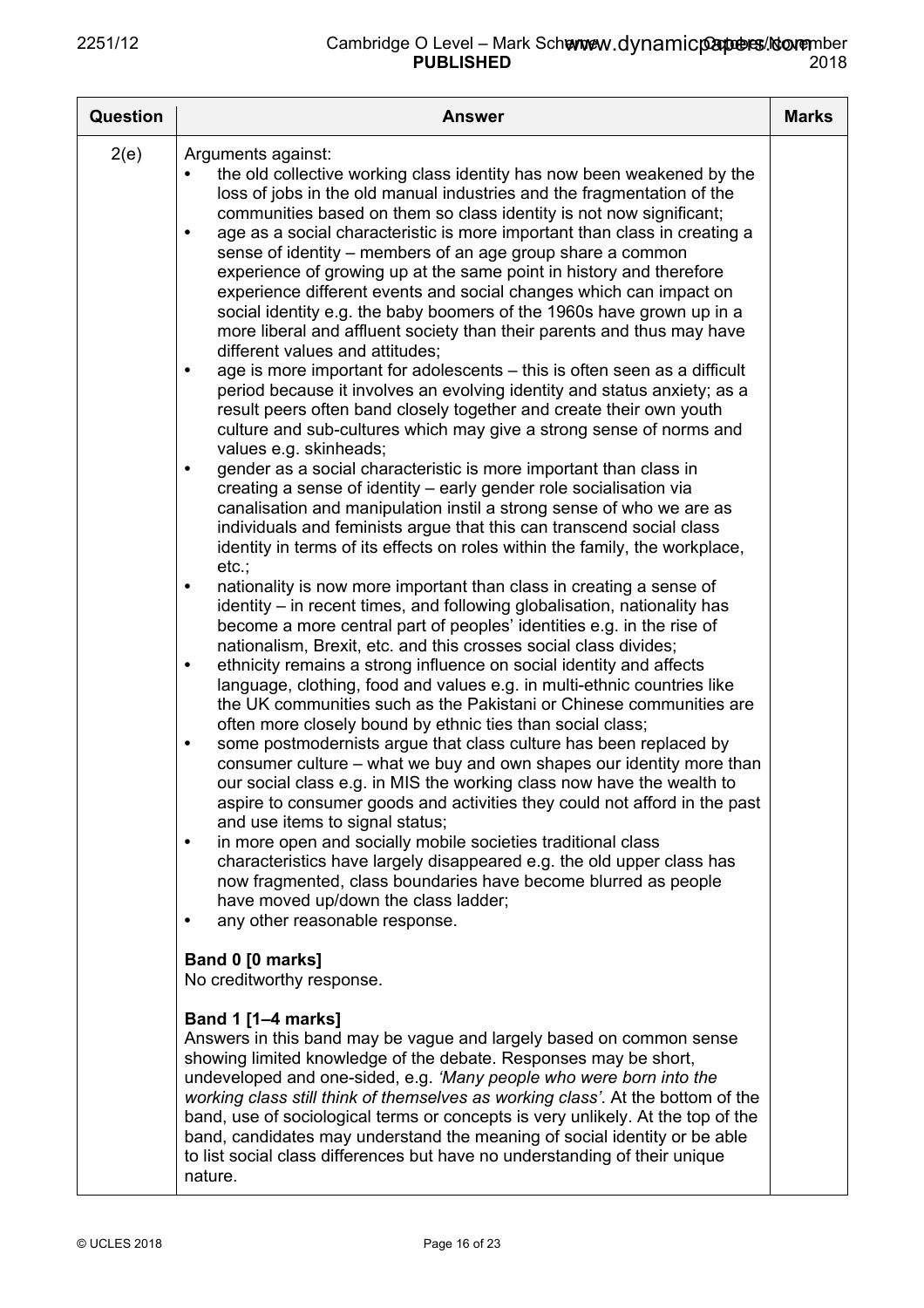| Question | Answer | Marks |
|---|---|---|
| 2(e) | Arguments against:<br>• the old collective working class identity has now been weakened by the loss of jobs in the old manual industries and the fragmentation of the communities based on them so class identity is not now significant;<br>• age as a social characteristic is more important than class in creating a sense of identity – members of an age group share a common experience of growing up at the same point in history and therefore experience different events and social changes which can impact on social identity e.g. the baby boomers of the 1960s have grown up in a more liberal and affluent society than their parents and thus may have different values and attitudes;<br>• age is more important for adolescents – this is often seen as a difficult period because it involves an evolving identity and status anxiety; as a result peers often band closely together and create their own youth culture and sub-cultures which may give a strong sense of norms and values e.g. skinheads;<br>• gender as a social characteristic is more important than class in creating a sense of identity – early gender role socialisation via canalisation and manipulation instil a strong sense of who we are as individuals and feminists argue that this can transcend social class identity in terms of its effects on roles within the family, the workplace, etc.;<br>• nationality is now more important than class in creating a sense of identity – in recent times, and following globalisation, nationality has become a more central part of peoples' identities e.g. in the rise of nationalism, Brexit, etc. and this crosses social class divides;<br>• ethnicity remains a strong influence on social identity and affects language, clothing, food and values e.g. in multi-ethnic countries like the UK communities such as the Pakistani or Chinese communities are often more closely bound by ethnic ties than social class;<br>• some postmodernists argue that class culture has been replaced by consumer culture – what we buy and own shapes our identity more than our social class e.g. in MIS the working class now have the wealth to aspire to consumer goods and activities they could not afford in the past and use items to signal status;<br>• in more open and socially mobile societies traditional class characteristics have largely disappeared e.g. the old upper class has now fragmented, class boundaries have become blurred as people have moved up/down the class ladder;<br>• any other reasonable response.<br><br>**Band 0 [0 marks]**<br>No creditworthy response.<br><br>**Band 1 [1–4 marks]**<br>Answers in this band may be vague and largely based on common sense showing limited knowledge of the debate. Responses may be short, undeveloped and one-sided, e.g. *'Many people who were born into the working class still think of themselves as working class'*. At the bottom of the band, use of sociological terms or concepts is very unlikely. At the top of the band, candidates may understand the meaning of social identity or be able to list social class differences but have no understanding of their unique nature. | |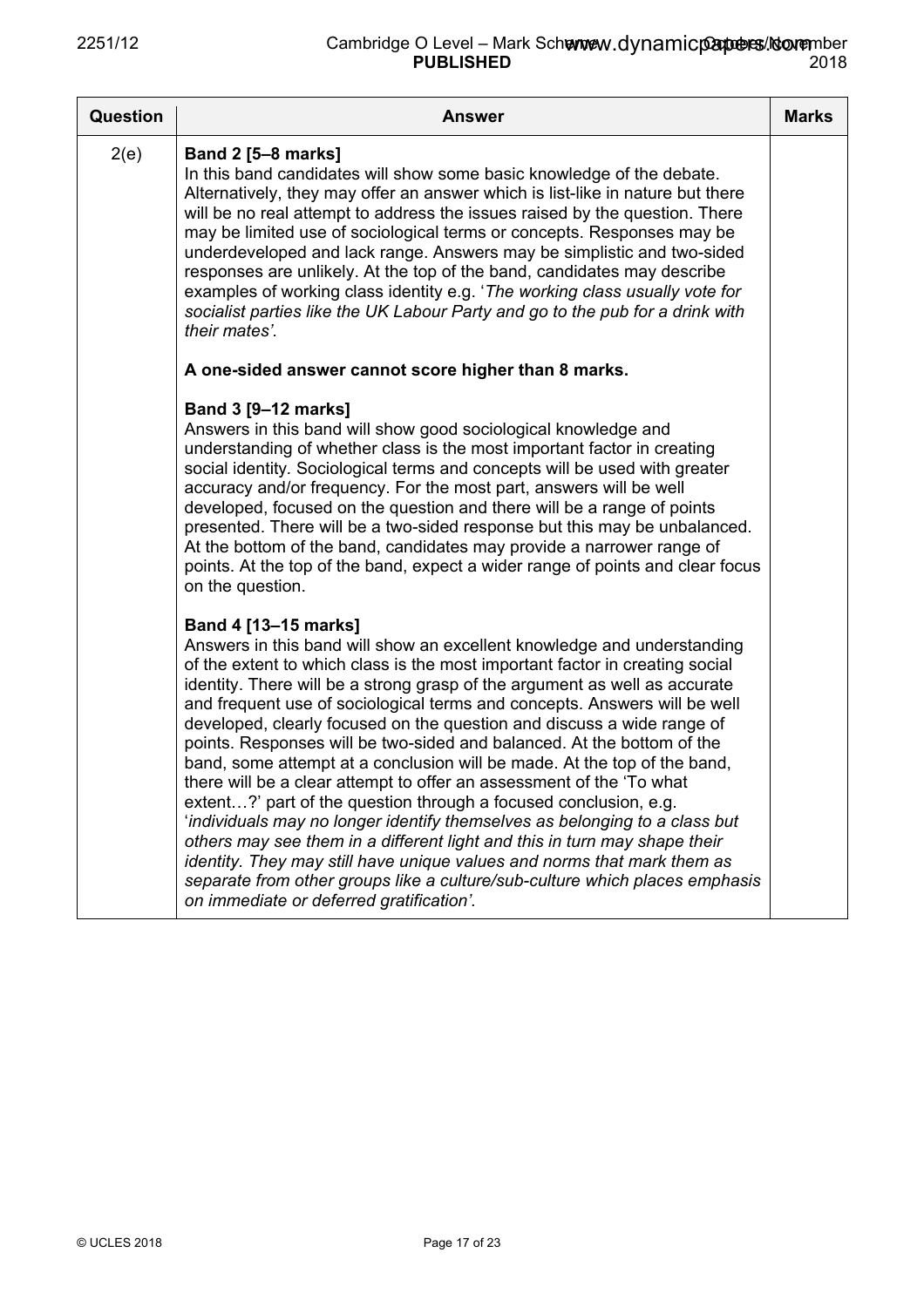| Question | Answer | Marks |
|---|---|---|
| 2(e) | **Band 2 [5–8 marks]**<br>In this band candidates will show some basic knowledge of the debate. Alternatively, they may offer an answer which is list-like in nature but there will be no real attempt to address the issues raised by the question. There may be limited use of sociological terms or concepts. Responses may be underdeveloped and lack range. Answers may be simplistic and two-sided responses are unlikely. At the top of the band, candidates may describe examples of working class identity e.g. '*The working class usually vote for socialist parties like the UK Labour Party and go to the pub for a drink with their mates'*.<br><br>**A one-sided answer cannot score higher than 8 marks.**<br><br>**Band 3 [9–12 marks]**<br>Answers in this band will show good sociological knowledge and understanding of whether class is the most important factor in creating social identity. Sociological terms and concepts will be used with greater accuracy and/or frequency. For the most part, answers will be well developed, focused on the question and there will be a range of points presented. There will be a two-sided response but this may be unbalanced. At the bottom of the band, candidates may provide a narrower range of points. At the top of the band, expect a wider range of points and clear focus on the question.<br><br>**Band 4 [13–15 marks]**<br>Answers in this band will show an excellent knowledge and understanding of the extent to which class is the most important factor in creating social identity. There will be a strong grasp of the argument as well as accurate and frequent use of sociological terms and concepts. Answers will be well developed, clearly focused on the question and discuss a wide range of points. Responses will be two-sided and balanced. At the bottom of the band, some attempt at a conclusion will be made. At the top of the band, there will be a clear attempt to offer an assessment of the 'To what extent…?' part of the question through a focused conclusion, e.g. '*individuals may no longer identify themselves as belonging to a class but others may see them in a different light and this in turn may shape their identity. They may still have unique values and norms that mark them as separate from other groups like a culture/sub-culture which places emphasis on immediate or deferred gratification'*. | |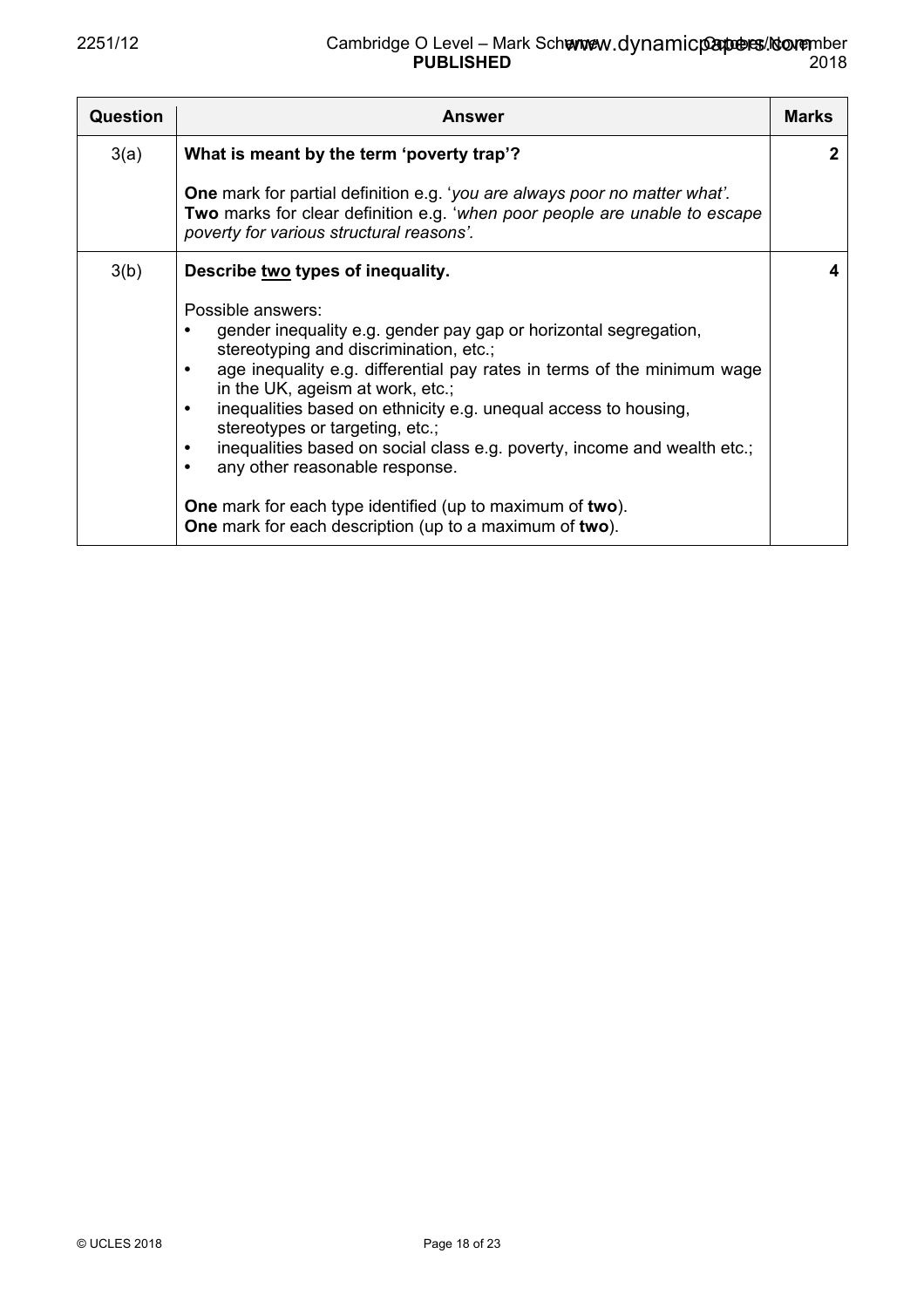| Question | Answer | Marks |
|---|---|---|
| 3(a) | **What is meant by the term 'poverty trap'?**<br><br>**One** mark for partial definition e.g. '*you are always poor no matter what'*.<br>**Two** marks for clear definition e.g. '*when poor people are unable to escape poverty for various structural reasons'*. | **2** |
| 3(b) | **Describe <u>two</u> types of inequality.**<br><br>Possible answers:<br>• gender inequality e.g. gender pay gap or horizontal segregation, stereotyping and discrimination, etc.;<br>• age inequality e.g. differential pay rates in terms of the minimum wage in the UK, ageism at work, etc.;<br>• inequalities based on ethnicity e.g. unequal access to housing, stereotypes or targeting, etc.;<br>• inequalities based on social class e.g. poverty, income and wealth etc.;<br>• any other reasonable response.<br><br>**One** mark for each type identified (up to maximum of **two**).<br>**One** mark for each description (up to a maximum of **two**). | **4** |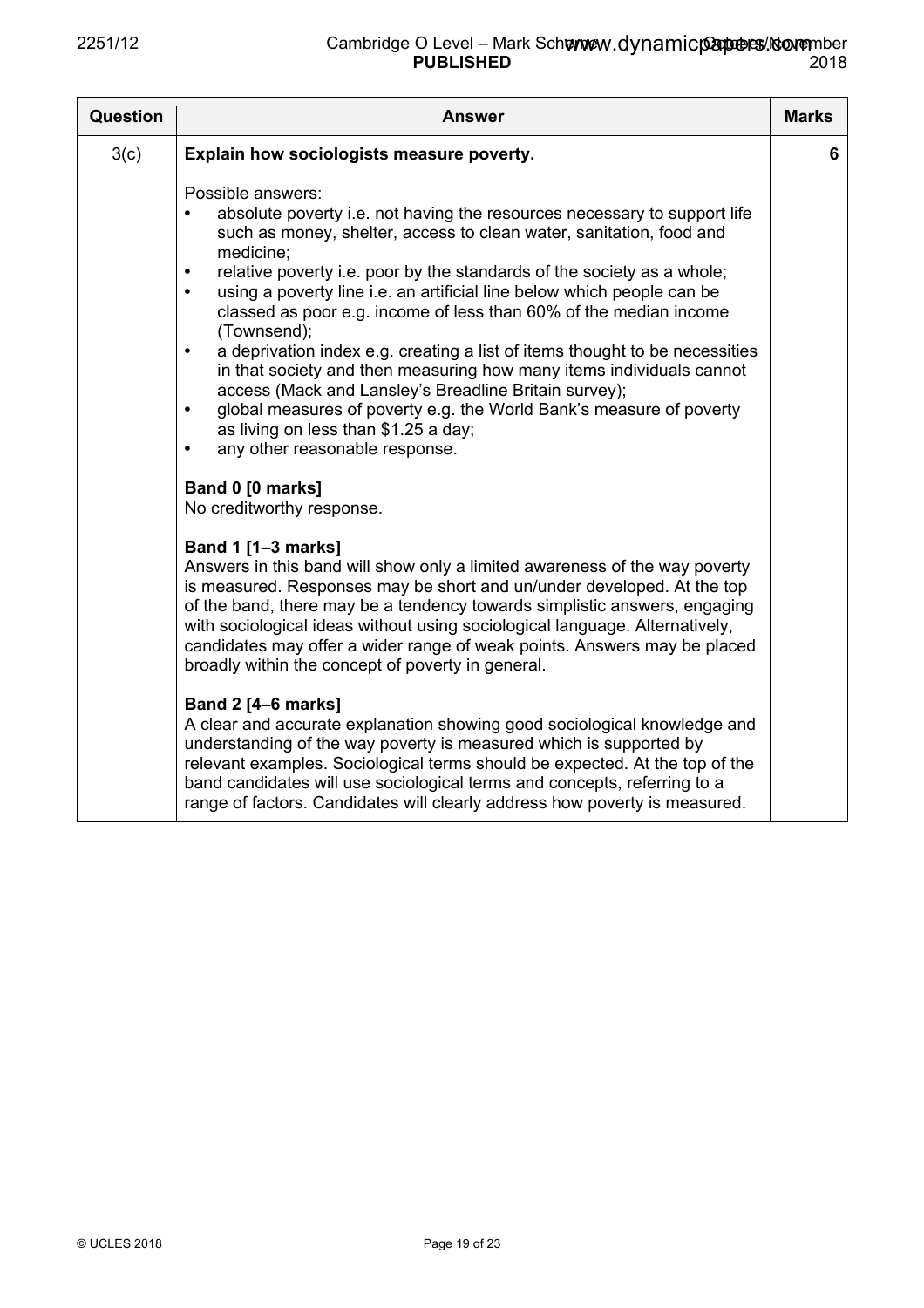| Question | Answer | Marks |
|---|---|---|
| 3(c) | **Explain how sociologists measure poverty.**<br><br>Possible answers:<br>• absolute poverty i.e. not having the resources necessary to support life such as money, shelter, access to clean water, sanitation, food and medicine;<br>• relative poverty i.e. poor by the standards of the society as a whole;<br>• using a poverty line i.e. an artificial line below which people can be classed as poor e.g. income of less than 60% of the median income (Townsend);<br>• a deprivation index e.g. creating a list of items thought to be necessities in that society and then measuring how many items individuals cannot access (Mack and Lansley's Breadline Britain survey);<br>• global measures of poverty e.g. the World Bank's measure of poverty as living on less than $1.25 a day;<br>• any other reasonable response.<br><br>**Band 0 [0 marks]**<br>No creditworthy response.<br><br>**Band 1 [1–3 marks]**<br>Answers in this band will show only a limited awareness of the way poverty is measured. Responses may be short and un/under developed. At the top of the band, there may be a tendency towards simplistic answers, engaging with sociological ideas without using sociological language. Alternatively, candidates may offer a wider range of weak points. Answers may be placed broadly within the concept of poverty in general.<br><br>**Band 2 [4–6 marks]**<br>A clear and accurate explanation showing good sociological knowledge and understanding of the way poverty is measured which is supported by relevant examples. Sociological terms should be expected. At the top of the band candidates will use sociological terms and concepts, referring to a range of factors. Candidates will clearly address how poverty is measured. | 6 |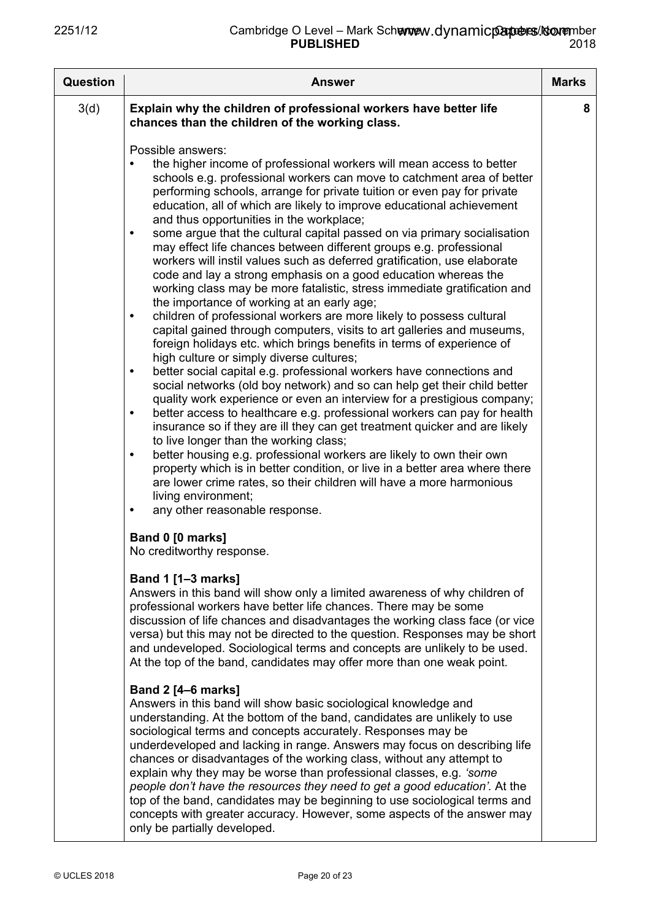| Question | Answer | Marks |
|---|---|---|
| 3(d) | **Explain why the children of professional workers have better life chances than the children of the working class.**<br><br>Possible answers:<br>• the higher income of professional workers will mean access to better schools e.g. professional workers can move to catchment area of better performing schools, arrange for private tuition or even pay for private education, all of which are likely to improve educational achievement and thus opportunities in the workplace;<br>• some argue that the cultural capital passed on via primary socialisation may effect life chances between different groups e.g. professional workers will instil values such as deferred gratification, use elaborate code and lay a strong emphasis on a good education whereas the working class may be more fatalistic, stress immediate gratification and the importance of working at an early age;<br>• children of professional workers are more likely to possess cultural capital gained through computers, visits to art galleries and museums, foreign holidays etc. which brings benefits in terms of experience of high culture or simply diverse cultures;<br>• better social capital e.g. professional workers have connections and social networks (old boy network) and so can help get their child better quality work experience or even an interview for a prestigious company;<br>• better access to healthcare e.g. professional workers can pay for health insurance so if they are ill they can get treatment quicker and are likely to live longer than the working class;<br>• better housing e.g. professional workers are likely to own their own property which is in better condition, or live in a better area where there are lower crime rates, so their children will have a more harmonious living environment;<br>• any other reasonable response.<br><br>**Band 0 [0 marks]**<br>No creditworthy response.<br><br>**Band 1 [1–3 marks]**<br>Answers in this band will show only a limited awareness of why children of professional workers have better life chances. There may be some discussion of life chances and disadvantages the working class face (or vice versa) but this may not be directed to the question. Responses may be short and undeveloped. Sociological terms and concepts are unlikely to be used. At the top of the band, candidates may offer more than one weak point.<br><br>**Band 2 [4–6 marks]**<br>Answers in this band will show basic sociological knowledge and understanding. At the bottom of the band, candidates are unlikely to use sociological terms and concepts accurately. Responses may be underdeveloped and lacking in range. Answers may focus on describing life chances or disadvantages of the working class, without any attempt to explain why they may be worse than professional classes, e.g. *'some people don't have the resources they need to get a good education'*. At the top of the band, candidates may be beginning to use sociological terms and concepts with greater accuracy. However, some aspects of the answer may only be partially developed. | 8 |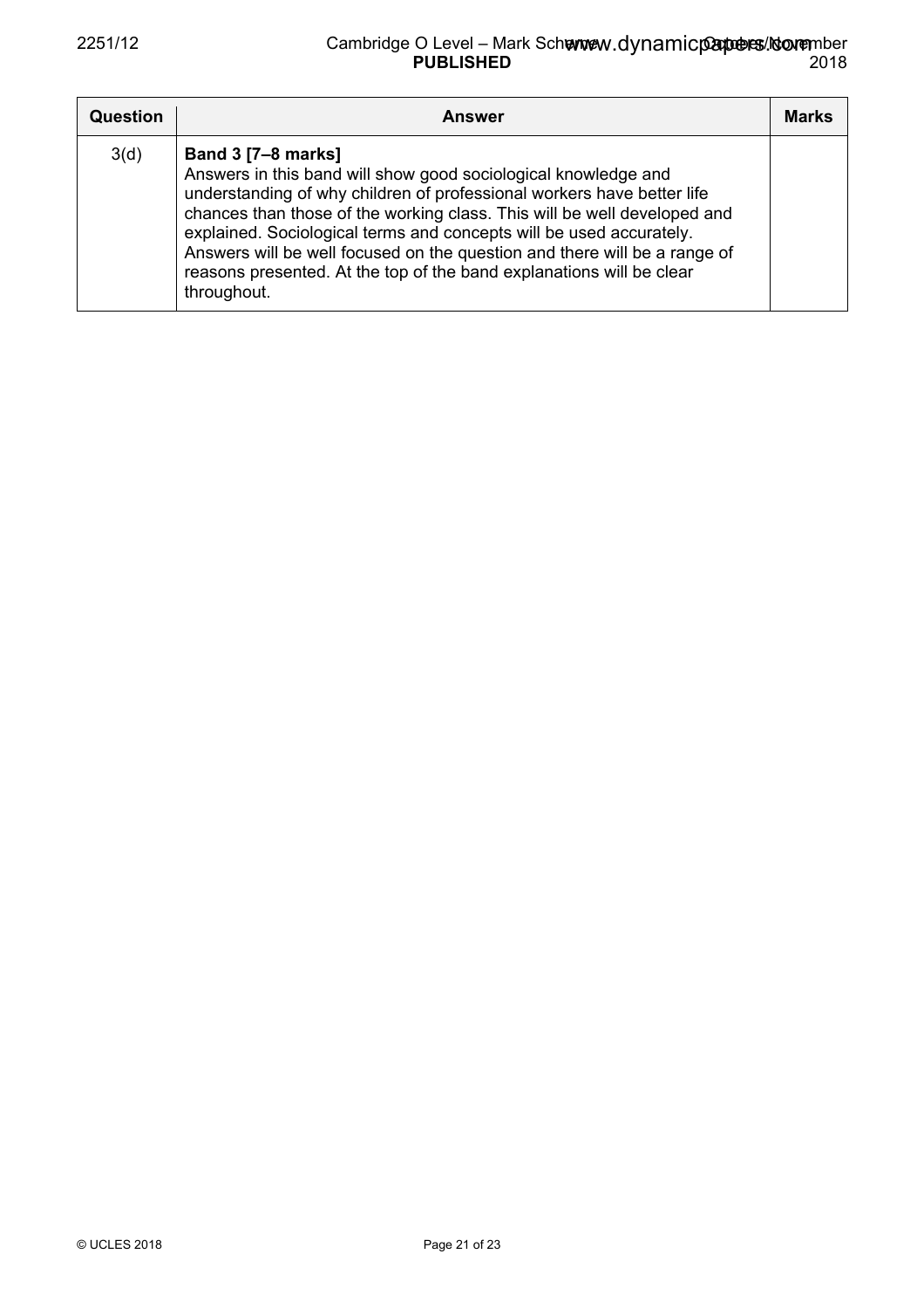| Question | Answer | Marks |
|---|---|---|
| 3(d) | **Band 3 [7–8 marks]**<br>Answers in this band will show good sociological knowledge and understanding of why children of professional workers have better life chances than those of the working class. This will be well developed and explained. Sociological terms and concepts will be used accurately. Answers will be well focused on the question and there will be a range of reasons presented. At the top of the band explanations will be clear throughout. | |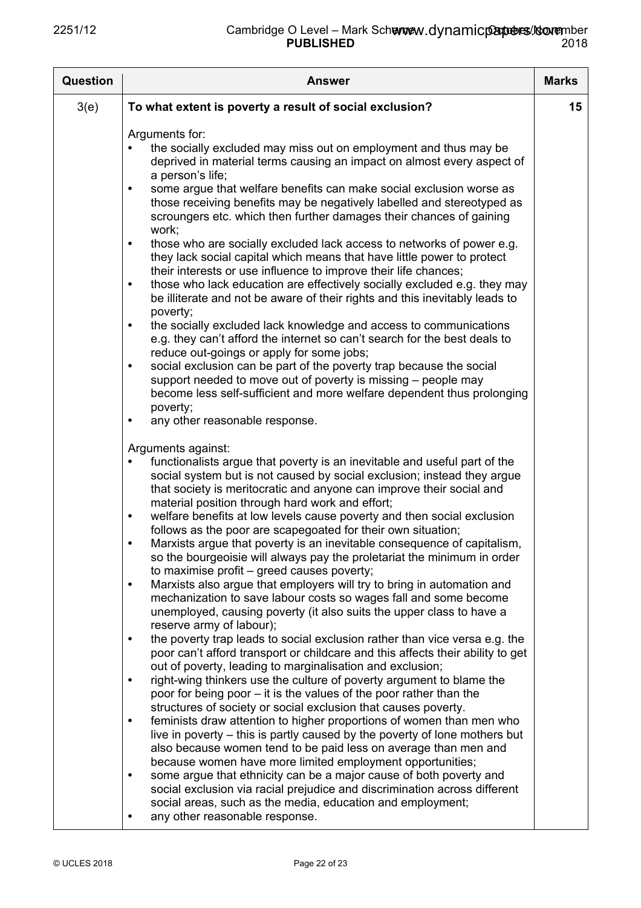| Question | Answer | Marks |
|---|---|---|
| 3(e) | **To what extent is poverty a result of social exclusion?**<br><br>Arguments for:<br>• the socially excluded may miss out on employment and thus may be deprived in material terms causing an impact on almost every aspect of a person's life;<br>• some argue that welfare benefits can make social exclusion worse as those receiving benefits may be negatively labelled and stereotyped as scroungers etc. which then further damages their chances of gaining work;<br>• those who are socially excluded lack access to networks of power e.g. they lack social capital which means that have little power to protect their interests or use influence to improve their life chances;<br>• those who lack education are effectively socially excluded e.g. they may be illiterate and not be aware of their rights and this inevitably leads to poverty;<br>• the socially excluded lack knowledge and access to communications e.g. they can't afford the internet so can't search for the best deals to reduce out-goings or apply for some jobs;<br>• social exclusion can be part of the poverty trap because the social support needed to move out of poverty is missing – people may become less self-sufficient and more welfare dependent thus prolonging poverty;<br>• any other reasonable response.<br><br>Arguments against:<br>• functionalists argue that poverty is an inevitable and useful part of the social system but is not caused by social exclusion; instead they argue that society is meritocratic and anyone can improve their social and material position through hard work and effort;<br>• welfare benefits at low levels cause poverty and then social exclusion follows as the poor are scapegoated for their own situation;<br>• Marxists argue that poverty is an inevitable consequence of capitalism, so the bourgeoisie will always pay the proletariat the minimum in order to maximise profit – greed causes poverty;<br>• Marxists also argue that employers will try to bring in automation and mechanization to save labour costs so wages fall and some become unemployed, causing poverty (it also suits the upper class to have a reserve army of labour);<br>• the poverty trap leads to social exclusion rather than vice versa e.g. the poor can't afford transport or childcare and this affects their ability to get out of poverty, leading to marginalisation and exclusion;<br>• right-wing thinkers use the culture of poverty argument to blame the poor for being poor – it is the values of the poor rather than the structures of society or social exclusion that causes poverty.<br>• feminists draw attention to higher proportions of women than men who live in poverty – this is partly caused by the poverty of lone mothers but also because women tend to be paid less on average than men and because women have more limited employment opportunities;<br>• some argue that ethnicity can be a major cause of both poverty and social exclusion via racial prejudice and discrimination across different social areas, such as the media, education and employment;<br>• any other reasonable response. | 15 |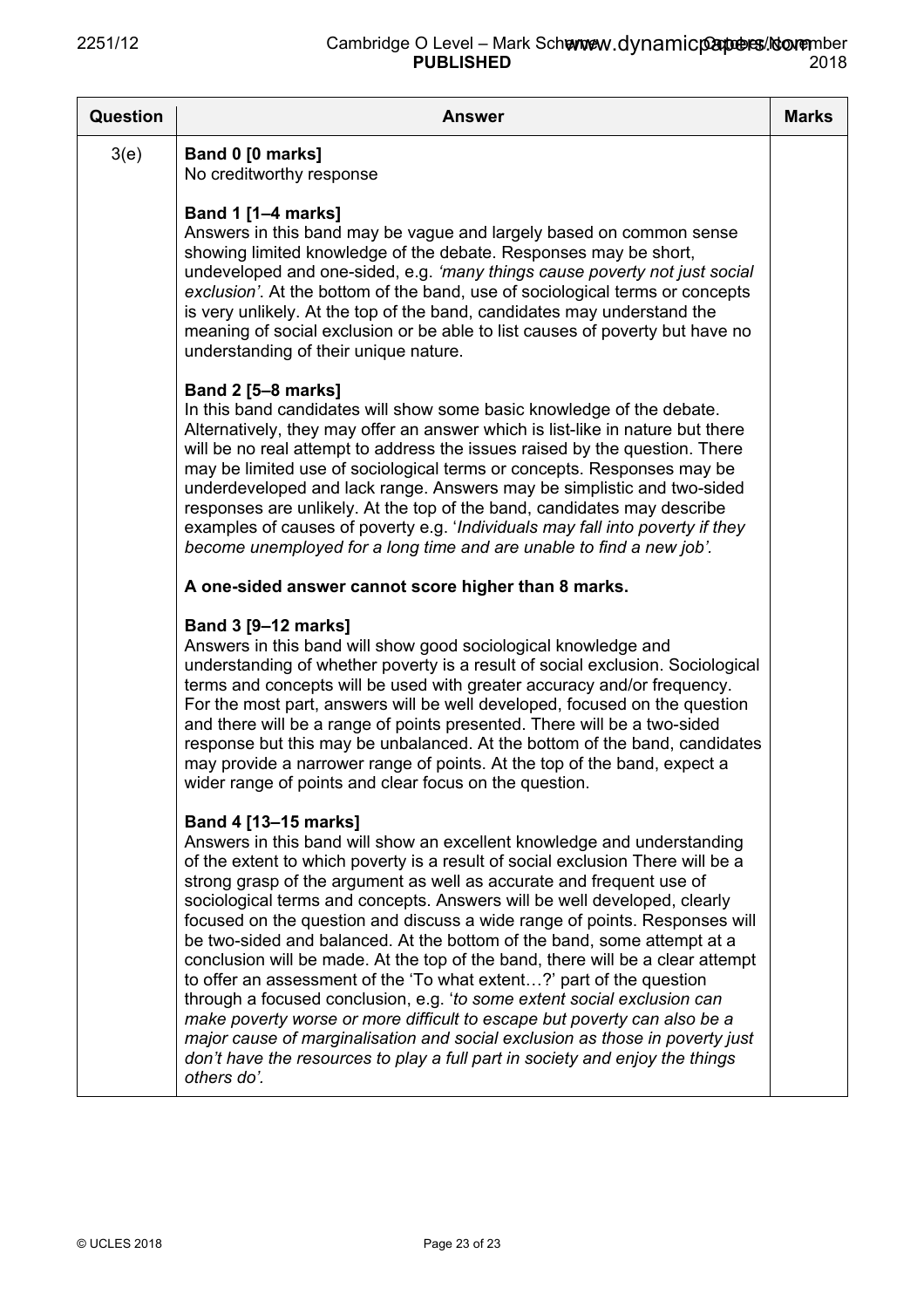| Question | Answer | Marks |
|---|---|---|
| 3(e) | **Band 0 [0 marks]**<br>No creditworthy response<br><br>**Band 1 [1–4 marks]**<br>Answers in this band may be vague and largely based on common sense showing limited knowledge of the debate. Responses may be short, undeveloped and one-sided, e.g. *'many things cause poverty not just social exclusion'*. At the bottom of the band, use of sociological terms or concepts is very unlikely. At the top of the band, candidates may understand the meaning of social exclusion or be able to list causes of poverty but have no understanding of their unique nature.<br><br>**Band 2 [5–8 marks]**<br>In this band candidates will show some basic knowledge of the debate. Alternatively, they may offer an answer which is list-like in nature but there will be no real attempt to address the issues raised by the question. There may be limited use of sociological terms or concepts. Responses may be underdeveloped and lack range. Answers may be simplistic and two-sided responses are unlikely. At the top of the band, candidates may describe examples of causes of poverty e.g. '*Individuals may fall into poverty if they become unemployed for a long time and are unable to find a new job'.*<br><br>**A one-sided answer cannot score higher than 8 marks.**<br><br>**Band 3 [9–12 marks]**<br>Answers in this band will show good sociological knowledge and understanding of whether poverty is a result of social exclusion. Sociological terms and concepts will be used with greater accuracy and/or frequency. For the most part, answers will be well developed, focused on the question and there will be a range of points presented. There will be a two-sided response but this may be unbalanced. At the bottom of the band, candidates may provide a narrower range of points. At the top of the band, expect a wider range of points and clear focus on the question.<br><br>**Band 4 [13–15 marks]**<br>Answers in this band will show an excellent knowledge and understanding of the extent to which poverty is a result of social exclusion There will be a strong grasp of the argument as well as accurate and frequent use of sociological terms and concepts. Answers will be well developed, clearly focused on the question and discuss a wide range of points. Responses will be two-sided and balanced. At the bottom of the band, some attempt at a conclusion will be made. At the top of the band, there will be a clear attempt to offer an assessment of the 'To what extent…?' part of the question through a focused conclusion, e.g. '*to some extent social exclusion can make poverty worse or more difficult to escape but poverty can also be a major cause of marginalisation and social exclusion as those in poverty just don't have the resources to play a full part in society and enjoy the things others do'.* | |